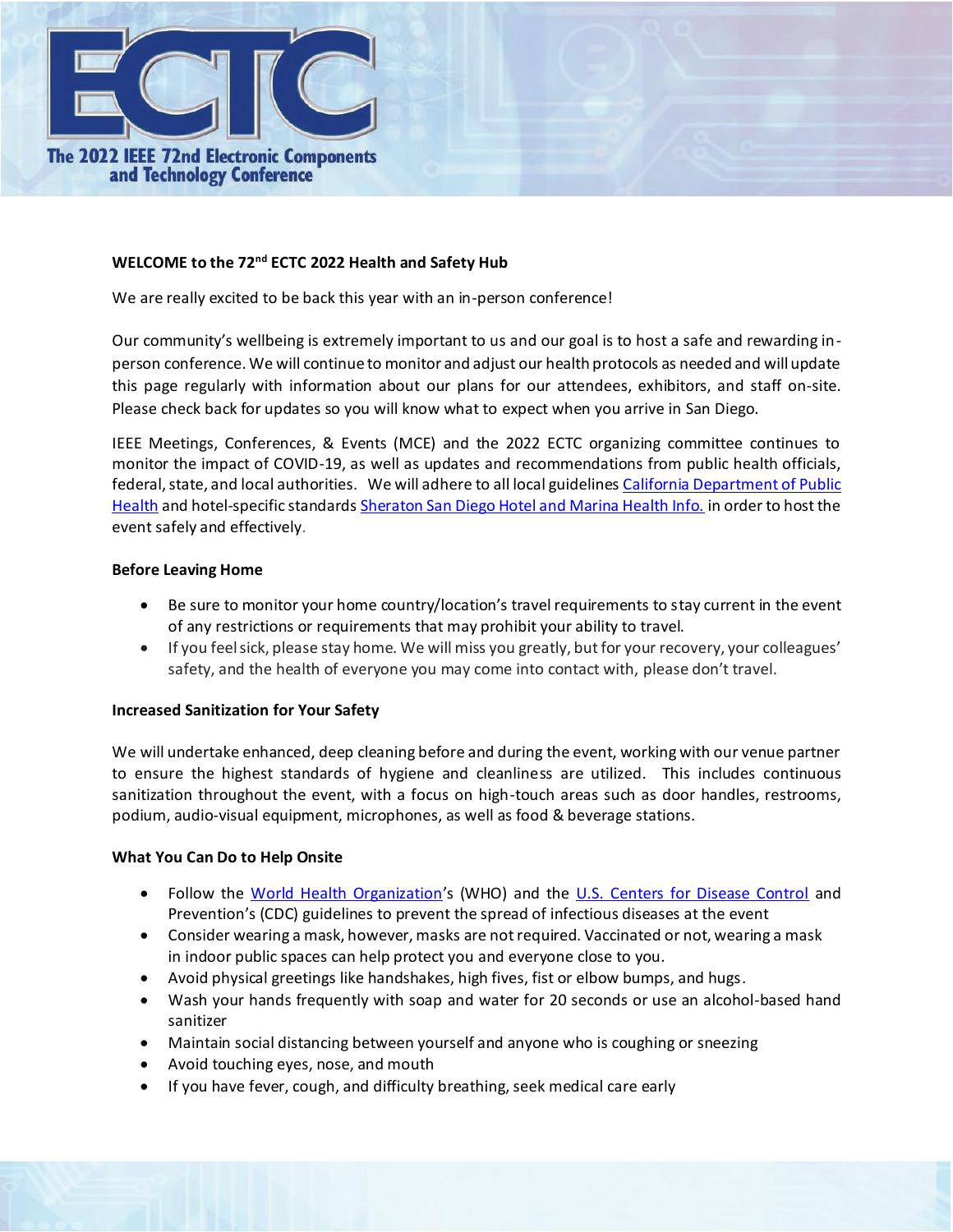# ECTC

**The 2022 IEEE 72nd Electronic Components and Technology Conference**

## WELCOME to the 72nd ECTC 2022 Health and Safety Hub

We are really excited to be back this year with an in-person conference!

Our community's wellbeing is extremely important to us and our goal is to host a safe and rewarding in-person conference. We will continue to monitor and adjust our health protocols as needed and will update this page regularly with information about our plans for our attendees, exhibitors, and staff on-site. Please check back for updates so you will know what to expect when you arrive in San Diego.

IEEE Meetings, Conferences, & Events (MCE) and the 2022 ECTC organizing committee continues to monitor the impact of COVID-19, as well as updates and recommendations from public health officials, federal, state, and local authorities. We will adhere to all local guidelines [California Department of Public Health]() and hotel-specific standards [Sheraton San Diego Hotel and Marina Health Info.]() in order to host the event safely and effectively.

### Before Leaving Home

- Be sure to monitor your home country/location's travel requirements to stay current in the event of any restrictions or requirements that may prohibit your ability to travel.
- If you feel sick, please stay home. We will miss you greatly, but for your recovery, your colleagues' safety, and the health of everyone you may come into contact with, please don't travel.

### Increased Sanitization for Your Safety

We will undertake enhanced, deep cleaning before and during the event, working with our venue partner to ensure the highest standards of hygiene and cleanliness are utilized. This includes continuous sanitization throughout the event, with a focus on high-touch areas such as door handles, restrooms, podium, audio-visual equipment, microphones, as well as food & beverage stations.

### What You Can Do to Help Onsite

- Follow the [World Health Organization]()'s (WHO) and the [U.S. Centers for Disease Control]() and Prevention's (CDC) guidelines to prevent the spread of infectious diseases at the event
- Consider wearing a mask, however, masks are not required. Vaccinated or not, wearing a mask in indoor public spaces can help protect you and everyone close to you.
- Avoid physical greetings like handshakes, high fives, fist or elbow bumps, and hugs.
- Wash your hands frequently with soap and water for 20 seconds or use an alcohol-based hand sanitizer
- Maintain social distancing between yourself and anyone who is coughing or sneezing
- Avoid touching eyes, nose, and mouth
- If you have fever, cough, and difficulty breathing, seek medical care early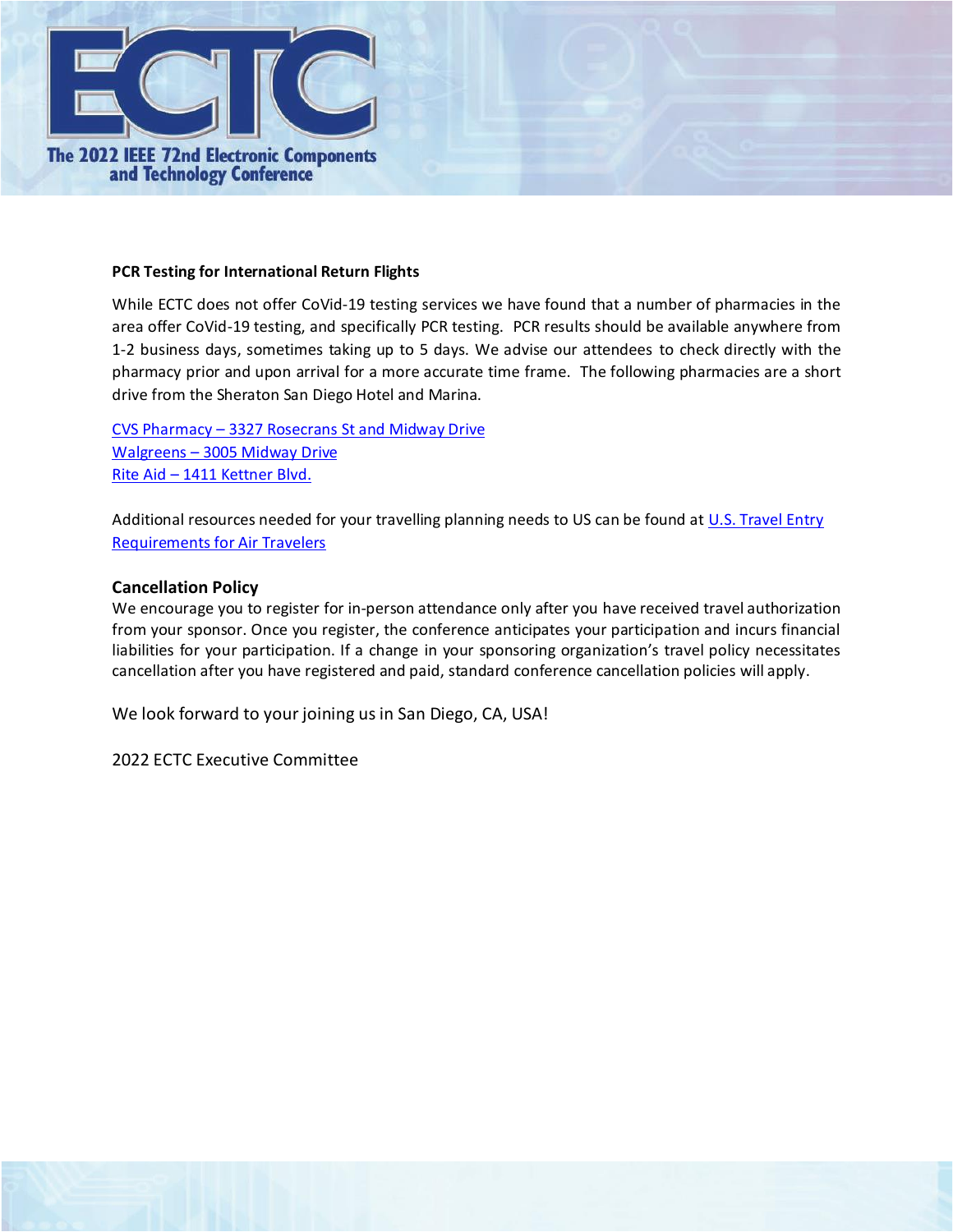**PCR Testing for International Return Flights**

While ECTC does not offer CoVid-19 testing services we have found that a number of pharmacies in the area offer CoVid-19 testing, and specifically PCR testing. PCR results should be available anywhere from 1-2 business days, sometimes taking up to 5 days. We advise our attendees to check directly with the pharmacy prior and upon arrival for a more accurate time frame. The following pharmacies are a short drive from the Sheraton San Diego Hotel and Marina.

CVS Pharmacy – 3327 Rosecrans St and Midway Drive
Walgreens – 3005 Midway Drive
Rite Aid – 1411 Kettner Blvd.

Additional resources needed for your travelling planning needs to US can be found at U.S. Travel Entry Requirements for Air Travelers

## Cancellation Policy

We encourage you to register for in-person attendance only after you have received travel authorization from your sponsor. Once you register, the conference anticipates your participation and incurs financial liabilities for your participation. If a change in your sponsoring organization's travel policy necessitates cancellation after you have registered and paid, standard conference cancellation policies will apply.

We look forward to your joining us in San Diego, CA, USA!

2022 ECTC Executive Committee